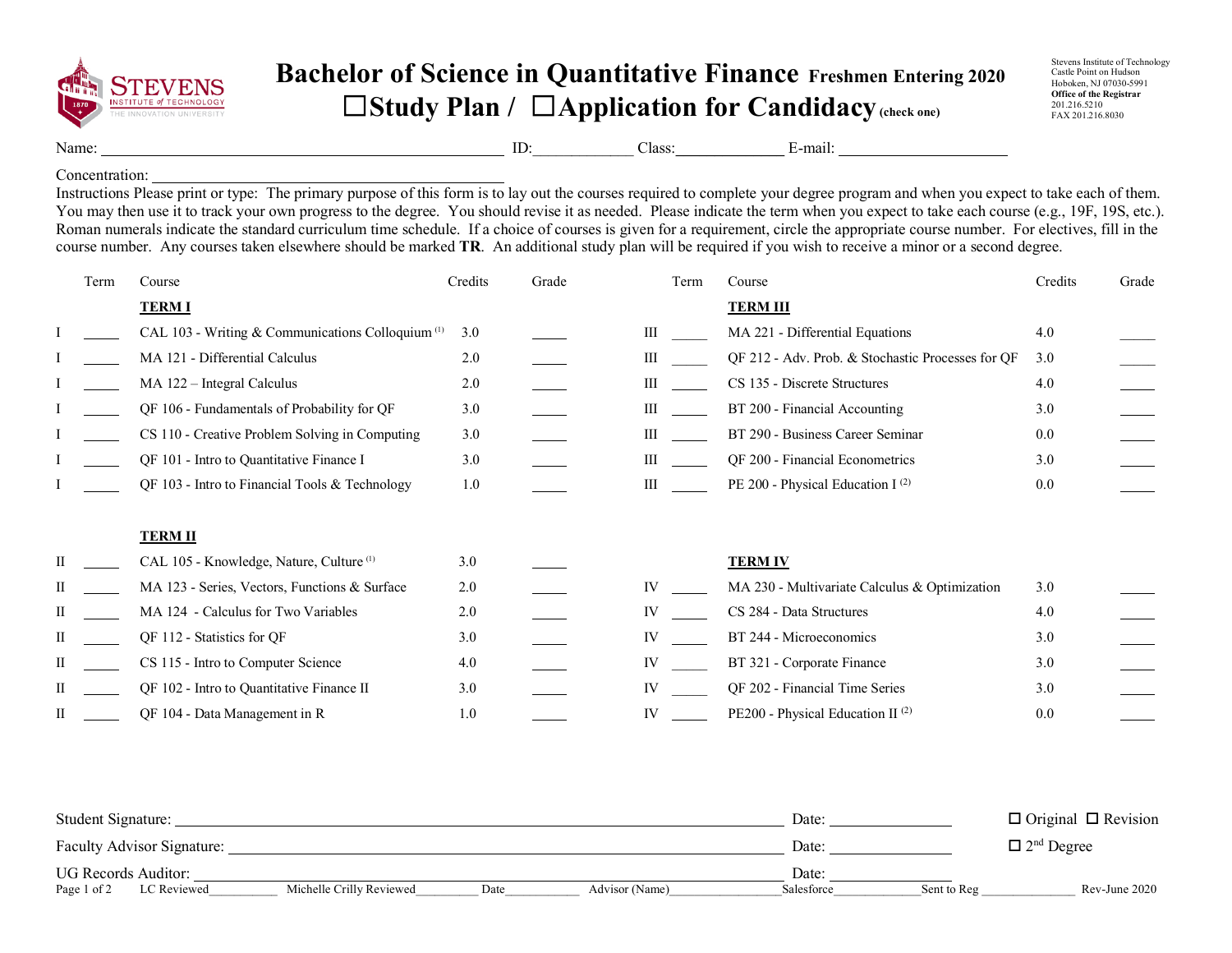Stevens Institute of Technology
Castle Point on Hudson
Hoboken, NJ 07030-5991
**Office of the Registrar**
201.216.5210
FAX 201.216.8030

# Bachelor of Science in Quantitative Finance Freshmen Entering 2020

## ☐Study Plan / ☐Application for Candidacy (check one)

Name: ______________________ ID:____________ Class:____________ E-mail: ____________________

Concentration: ______________________________

Instructions Please print or type: The primary purpose of this form is to lay out the courses required to complete your degree program and when you expect to take each of them. You may then use it to track your own progress to the degree. You should revise it as needed. Please indicate the term when you expect to take each course (e.g., 19F, 19S, etc.). Roman numerals indicate the standard curriculum time schedule. If a choice of courses is given for a requirement, circle the appropriate course number. For electives, fill in the course number. Any courses taken elsewhere should be marked **TR**. An additional study plan will be required if you wish to receive a minor or a second degree.

| | Term | Course | Credits | Grade |
|---|---|---|---|---|
| | | **TERM I** | | |
| I | _____ | CAL 103 - Writing & Communications Colloquium [1] | 3.0 | _____ |
| I | _____ | MA 121 - Differential Calculus | 2.0 | _____ |
| I | _____ | MA 122 – Integral Calculus | 2.0 | _____ |
| I | _____ | QF 106 - Fundamentals of Probability for QF | 3.0 | _____ |
| I | _____ | CS 110 - Creative Problem Solving in Computing | 3.0 | _____ |
| I | _____ | QF 101 - Intro to Quantitative Finance I | 3.0 | _____ |
| I | _____ | QF 103 - Intro to Financial Tools & Technology | 1.0 | _____ |
| | | **TERM II** | | |
| II | _____ | CAL 105 - Knowledge, Nature, Culture [1] | 3.0 | _____ |
| II | _____ | MA 123 - Series, Vectors, Functions & Surface | 2.0 | _____ |
| II | _____ | MA 124 - Calculus for Two Variables | 2.0 | _____ |
| II | _____ | QF 112 - Statistics for QF | 3.0 | _____ |
| II | _____ | CS 115 - Intro to Computer Science | 4.0 | _____ |
| II | _____ | QF 102 - Intro to Quantitative Finance II | 3.0 | _____ |
| II | _____ | QF 104 - Data Management in R | 1.0 | _____ |
| | | **TERM III** | | |
| III | _____ | MA 221 - Differential Equations | 4.0 | _____ |
| III | _____ | QF 212 - Adv. Prob. & Stochastic Processes for QF | 3.0 | _____ |
| III | _____ | CS 135 - Discrete Structures | 4.0 | _____ |
| III | _____ | BT 200 - Financial Accounting | 3.0 | _____ |
| III | _____ | BT 290 - Business Career Seminar | 0.0 | _____ |
| III | _____ | QF 200 - Financial Econometrics | 3.0 | _____ |
| III | _____ | PE 200 - Physical Education I [2] | 0.0 | _____ |
| | | **TERM IV** | | |
| IV | _____ | MA 230 - Multivariate Calculus & Optimization | 3.0 | _____ |
| IV | _____ | CS 284 - Data Structures | 4.0 | _____ |
| IV | _____ | BT 244 - Microeconomics | 3.0 | _____ |
| IV | _____ | BT 321 - Corporate Finance | 3.0 | _____ |
| IV | _____ | QF 202 - Financial Time Series | 3.0 | _____ |
| IV | _____ | PE200 - Physical Education II [2] | 0.0 | _____ |

Student Signature: ______________________________ Date: ____________ ☐ Original ☐ Revision

Faculty Advisor Signature: ______________________________ Date: ____________ ☐ 2nd Degree

UG Records Auditor: ______________________________ Date: ____________

LC Reviewed__________ Michelle Crilly Reviewed_________ Date___________ Advisor (Name)________________ Salesforce_____________ Sent to Reg ______________ Rev-June 2020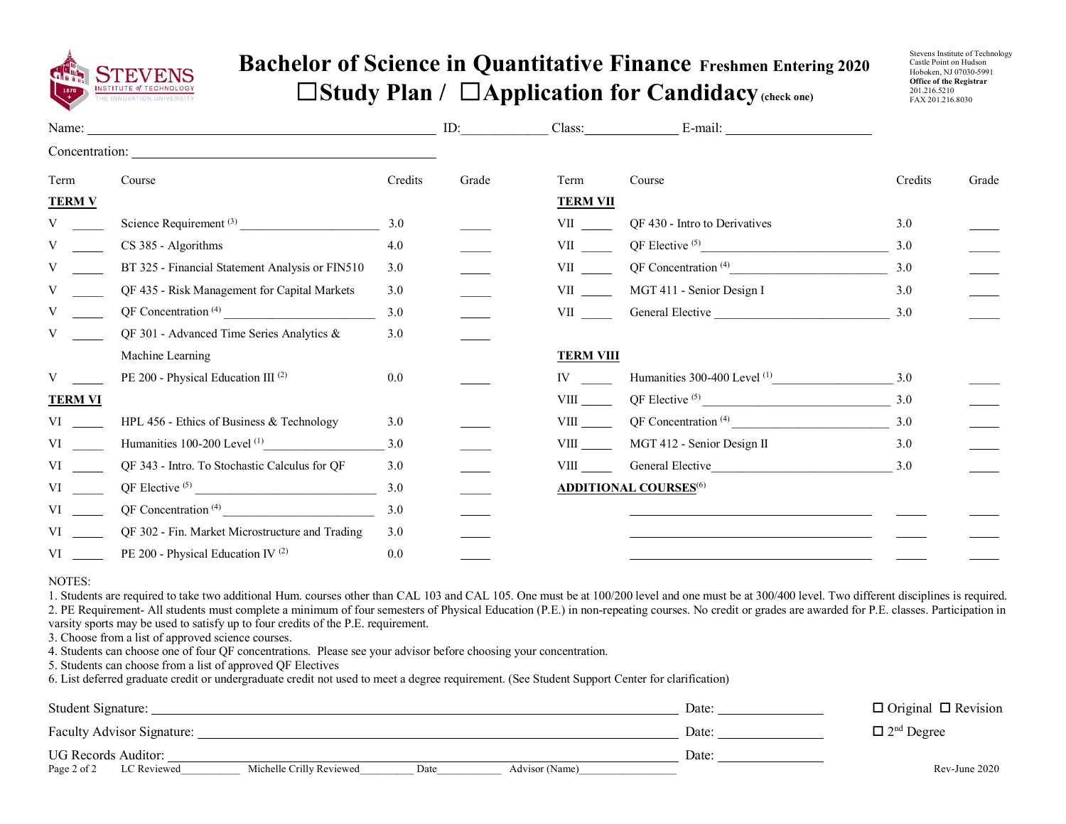# Bachelor of Science in Quantitative Finance Freshmen Entering 2020

## ☐Study Plan / ☐Application for Candidacy (check one)

Stevens Institute of Technology
Castle Point on Hudson
Hoboken, NJ 07030-5991
**Office of the Registrar**
201.216.5210
FAX 201.216.8030

Name: ______________________ ID:____________ Class:____________ E-mail: ____________________

Concentration: ______________________________

| Term | | Course | Credits | Grade |
|---|---|---|---|---|
| **TERM V** | | | | |
| V | _____ | Science Requirement [3] ____________________ | 3.0 | _____ |
| V | _____ | CS 385 - Algorithms | 4.0 | _____ |
| V | _____ | BT 325 - Financial Statement Analysis or FIN510 | 3.0 | _____ |
| V | _____ | QF 435 - Risk Management for Capital Markets | 3.0 | _____ |
| V | _____ | QF Concentration [4] ____________________ | 3.0 | _____ |
| V | _____ | QF 301 - Advanced Time Series Analytics & Machine Learning | 3.0 | _____ |
| V | _____ | PE 200 - Physical Education III [2] | 0.0 | _____ |
| **TERM VI** | | | | |
| VI | _____ | HPL 456 - Ethics of Business & Technology | 3.0 | _____ |
| VI | _____ | Humanities 100-200 Level [1] ________________ | 3.0 | _____ |
| VI | _____ | QF 343 - Intro. To Stochastic Calculus for QF | 3.0 | _____ |
| VI | _____ | QF Elective [5] ____________________ | 3.0 | _____ |
| VI | _____ | QF Concentration [4] ____________________ | 3.0 | _____ |
| VI | _____ | QF 302 - Fin. Market Microstructure and Trading | 3.0 | _____ |
| VI | _____ | PE 200 - Physical Education IV [2] | 0.0 | _____ |

| Term | | Course | Credits | Grade |
|---|---|---|---|---|
| **TERM VII** | | | | |
| VII | _____ | QF 430 - Intro to Derivatives | 3.0 | _____ |
| VII | _____ | QF Elective [5] ____________________ | 3.0 | _____ |
| VII | _____ | QF Concentration [4] ____________________ | 3.0 | _____ |
| VII | _____ | MGT 411 - Senior Design I | 3.0 | _____ |
| VII | _____ | General Elective ____________________ | 3.0 | _____ |
| **TERM VIII** | | | | |
| IV | _____ | Humanities 300-400 Level [1] ________________ | 3.0 | _____ |
| VIII | _____ | QF Elective [5] ____________________ | 3.0 | _____ |
| VIII | _____ | QF Concentration [4] ____________________ | 3.0 | _____ |
| VIII | _____ | MGT 412 - Senior Design II | 3.0 | _____ |
| VIII | _____ | General Elective ____________________ | 3.0 | _____ |
| **ADDITIONAL COURSES[6]** | | | | |
| | | ____________________ | _____ | _____ |
| | | ____________________ | _____ | _____ |
| | | ____________________ | _____ | _____ |

NOTES:
1. Students are required to take two additional Hum. courses other than CAL 103 and CAL 105. One must be at 100/200 level and one must be at 300/400 level. Two different disciplines is required.
2. PE Requirement- All students must complete a minimum of four semesters of Physical Education (P.E.) in non-repeating courses. No credit or grades are awarded for P.E. classes. Participation in varsity sports may be used to satisfy up to four credits of the P.E. requirement.
3. Choose from a list of approved science courses.
4. Students can choose one of four QF concentrations. Please see your advisor before choosing your concentration.
5. Students can choose from a list of approved QF Electives
6. List deferred graduate credit or undergraduate credit not used to meet a degree requirement. (See Student Support Center for clarification)

Student Signature: ______________________________ Date: ____________ ☐ Original ☐ Revision

Faculty Advisor Signature: ______________________________ Date: ____________ ☐ 2nd Degree

UG Records Auditor: ______________________________ Date: ____________

LC Reviewed__________ Michelle Crilly Reviewed_________ Date___________ Advisor (Name)________________

Rev-June 2020